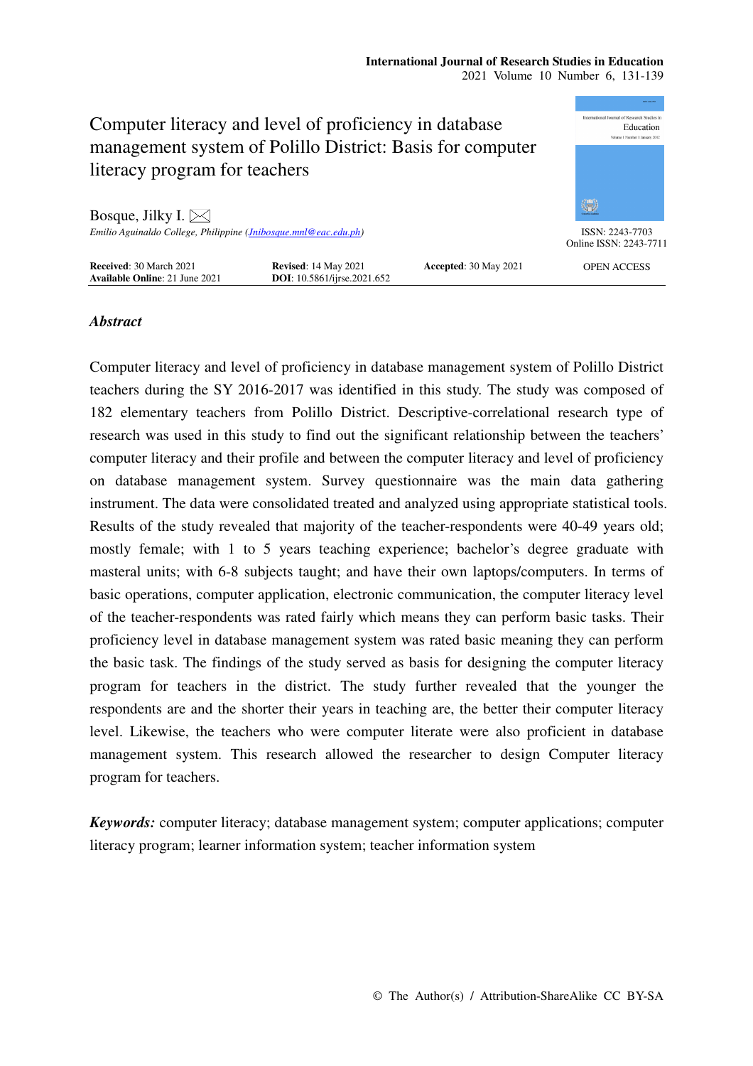# Computer literacy and level of proficiency in database management system of Polillo District: Basis for computer literacy program for teachers

Bosque, Jilky I.

*Emilio Aguinaldo College, Philippine (Jnibosque.mnl@eac.edu.ph)*

ISSN: 2243-7703
Online ISSN: 2243-7711

**Received**: 30 March 2021 **Revised**: 14 May 2021 **Accepted**: 30 May 2021
**Available Online**: 21 June 2021 **DOI**: 10.5861/ijrse.2021.652

OPEN ACCESS

## *Abstract*

Computer literacy and level of proficiency in database management system of Polillo District teachers during the SY 2016-2017 was identified in this study. The study was composed of 182 elementary teachers from Polillo District. Descriptive-correlational research type of research was used in this study to find out the significant relationship between the teachers' computer literacy and their profile and between the computer literacy and level of proficiency on database management system. Survey questionnaire was the main data gathering instrument. The data were consolidated treated and analyzed using appropriate statistical tools. Results of the study revealed that majority of the teacher-respondents were 40-49 years old; mostly female; with 1 to 5 years teaching experience; bachelor's degree graduate with masteral units; with 6-8 subjects taught; and have their own laptops/computers. In terms of basic operations, computer application, electronic communication, the computer literacy level of the teacher-respondents was rated fairly which means they can perform basic tasks. Their proficiency level in database management system was rated basic meaning they can perform the basic task. The findings of the study served as basis for designing the computer literacy program for teachers in the district. The study further revealed that the younger the respondents are and the shorter their years in teaching are, the better their computer literacy level. Likewise, the teachers who were computer literate were also proficient in database management system. This research allowed the researcher to design Computer literacy program for teachers.

***Keywords:*** computer literacy; database management system; computer applications; computer literacy program; learner information system; teacher information system

© The Author(s) / Attribution-ShareAlike CC BY-SA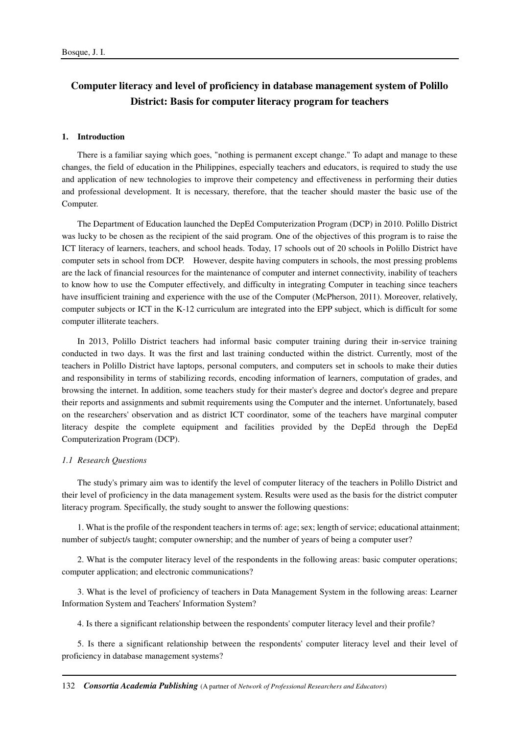# Computer literacy and level of proficiency in database management system of Polillo District: Basis for computer literacy program for teachers

## 1. Introduction

There is a familiar saying which goes, "nothing is permanent except change." To adapt and manage to these changes, the field of education in the Philippines, especially teachers and educators, is required to study the use and application of new technologies to improve their competency and effectiveness in performing their duties and professional development. It is necessary, therefore, that the teacher should master the basic use of the Computer.

The Department of Education launched the DepEd Computerization Program (DCP) in 2010. Polillo District was lucky to be chosen as the recipient of the said program. One of the objectives of this program is to raise the ICT literacy of learners, teachers, and school heads. Today, 17 schools out of 20 schools in Polillo District have computer sets in school from DCP. However, despite having computers in schools, the most pressing problems are the lack of financial resources for the maintenance of computer and internet connectivity, inability of teachers to know how to use the Computer effectively, and difficulty in integrating Computer in teaching since teachers have insufficient training and experience with the use of the Computer (McPherson, 2011). Moreover, relatively, computer subjects or ICT in the K-12 curriculum are integrated into the EPP subject, which is difficult for some computer illiterate teachers.

In 2013, Polillo District teachers had informal basic computer training during their in-service training conducted in two days. It was the first and last training conducted within the district. Currently, most of the teachers in Polillo District have laptops, personal computers, and computers set in schools to make their duties and responsibility in terms of stabilizing records, encoding information of learners, computation of grades, and browsing the internet. In addition, some teachers study for their master's degree and doctor's degree and prepare their reports and assignments and submit requirements using the Computer and the internet. Unfortunately, based on the researchers' observation and as district ICT coordinator, some of the teachers have marginal computer literacy despite the complete equipment and facilities provided by the DepEd through the DepEd Computerization Program (DCP).

### *1.1 Research Questions*

The study's primary aim was to identify the level of computer literacy of the teachers in Polillo District and their level of proficiency in the data management system. Results were used as the basis for the district computer literacy program. Specifically, the study sought to answer the following questions:

1. What is the profile of the respondent teachers in terms of: age; sex; length of service; educational attainment; number of subject/s taught; computer ownership; and the number of years of being a computer user?

2. What is the computer literacy level of the respondents in the following areas: basic computer operations; computer application; and electronic communications?

3. What is the level of proficiency of teachers in Data Management System in the following areas: Learner Information System and Teachers' Information System?

4. Is there a significant relationship between the respondents' computer literacy level and their profile?

5. Is there a significant relationship between the respondents' computer literacy level and their level of proficiency in database management systems?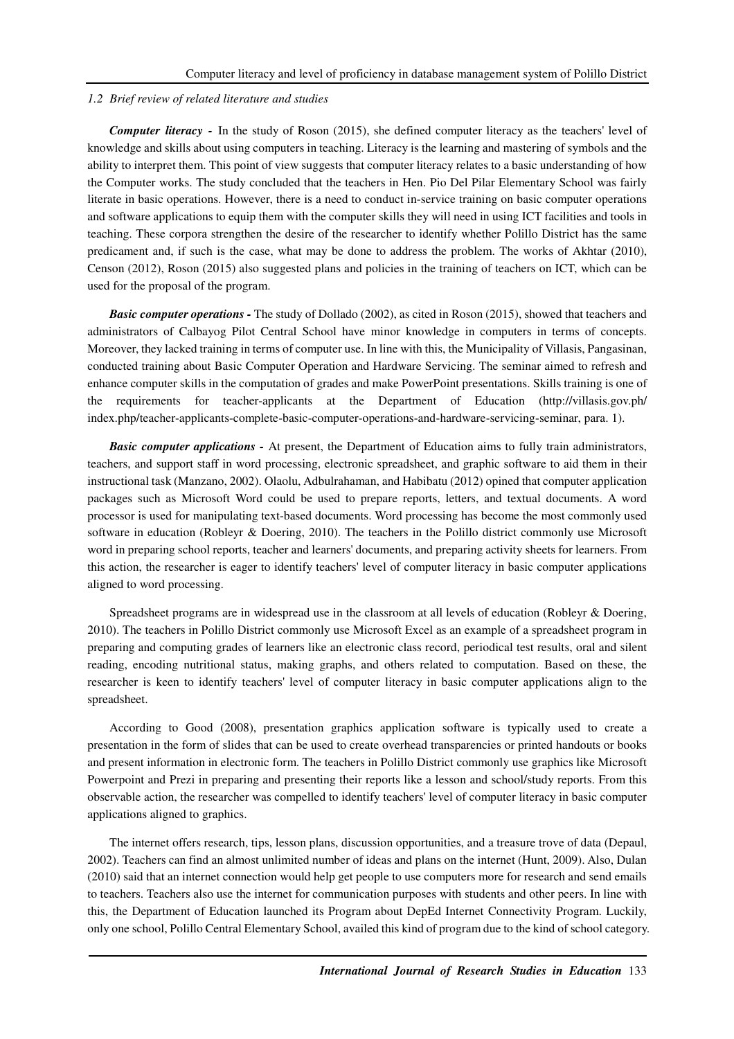*1.2 Brief review of related literature and studies*

***Computer literacy -*** In the study of Roson (2015), she defined computer literacy as the teachers' level of knowledge and skills about using computers in teaching. Literacy is the learning and mastering of symbols and the ability to interpret them. This point of view suggests that computer literacy relates to a basic understanding of how the Computer works. The study concluded that the teachers in Hen. Pio Del Pilar Elementary School was fairly literate in basic operations. However, there is a need to conduct in-service training on basic computer operations and software applications to equip them with the computer skills they will need in using ICT facilities and tools in teaching. These corpora strengthen the desire of the researcher to identify whether Polillo District has the same predicament and, if such is the case, what may be done to address the problem. The works of Akhtar (2010), Censon (2012), Roson (2015) also suggested plans and policies in the training of teachers on ICT, which can be used for the proposal of the program.

***Basic computer operations -*** The study of Dollado (2002), as cited in Roson (2015), showed that teachers and administrators of Calbayog Pilot Central School have minor knowledge in computers in terms of concepts. Moreover, they lacked training in terms of computer use. In line with this, the Municipality of Villasis, Pangasinan, conducted training about Basic Computer Operation and Hardware Servicing. The seminar aimed to refresh and enhance computer skills in the computation of grades and make PowerPoint presentations. Skills training is one of the requirements for teacher-applicants at the Department of Education (http://villasis.gov.ph/index.php/teacher-applicants-complete-basic-computer-operations-and-hardware-servicing-seminar, para. 1).

***Basic computer applications -*** At present, the Department of Education aims to fully train administrators, teachers, and support staff in word processing, electronic spreadsheet, and graphic software to aid them in their instructional task (Manzano, 2002). Olaolu, Adbulrahaman, and Habibatu (2012) opined that computer application packages such as Microsoft Word could be used to prepare reports, letters, and textual documents. A word processor is used for manipulating text-based documents. Word processing has become the most commonly used software in education (Robleyr & Doering, 2010). The teachers in the Polillo district commonly use Microsoft word in preparing school reports, teacher and learners' documents, and preparing activity sheets for learners. From this action, the researcher is eager to identify teachers' level of computer literacy in basic computer applications aligned to word processing.

Spreadsheet programs are in widespread use in the classroom at all levels of education (Robleyr & Doering, 2010). The teachers in Polillo District commonly use Microsoft Excel as an example of a spreadsheet program in preparing and computing grades of learners like an electronic class record, periodical test results, oral and silent reading, encoding nutritional status, making graphs, and others related to computation. Based on these, the researcher is keen to identify teachers' level of computer literacy in basic computer applications align to the spreadsheet.

According to Good (2008), presentation graphics application software is typically used to create a presentation in the form of slides that can be used to create overhead transparencies or printed handouts or books and present information in electronic form. The teachers in Polillo District commonly use graphics like Microsoft Powerpoint and Prezi in preparing and presenting their reports like a lesson and school/study reports. From this observable action, the researcher was compelled to identify teachers' level of computer literacy in basic computer applications aligned to graphics.

The internet offers research, tips, lesson plans, discussion opportunities, and a treasure trove of data (Depaul, 2002). Teachers can find an almost unlimited number of ideas and plans on the internet (Hunt, 2009). Also, Dulan (2010) said that an internet connection would help get people to use computers more for research and send emails to teachers. Teachers also use the internet for communication purposes with students and other peers. In line with this, the Department of Education launched its Program about DepEd Internet Connectivity Program. Luckily, only one school, Polillo Central Elementary School, availed this kind of program due to the kind of school category.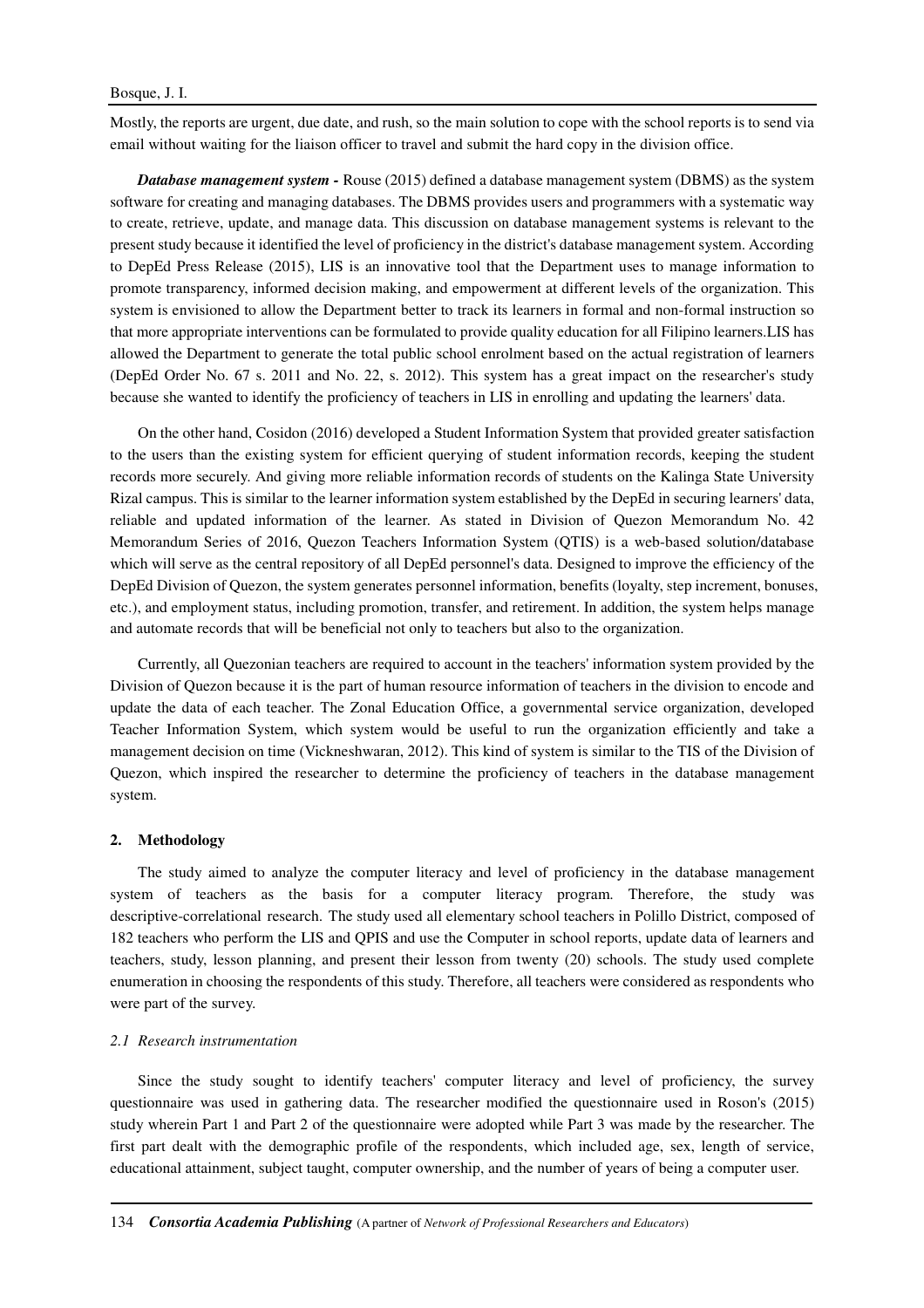Mostly, the reports are urgent, due date, and rush, so the main solution to cope with the school reports is to send via email without waiting for the liaison officer to travel and submit the hard copy in the division office.

***Database management system -*** Rouse (2015) defined a database management system (DBMS) as the system software for creating and managing databases. The DBMS provides users and programmers with a systematic way to create, retrieve, update, and manage data. This discussion on database management systems is relevant to the present study because it identified the level of proficiency in the district's database management system. According to DepEd Press Release (2015), LIS is an innovative tool that the Department uses to manage information to promote transparency, informed decision making, and empowerment at different levels of the organization. This system is envisioned to allow the Department better to track its learners in formal and non-formal instruction so that more appropriate interventions can be formulated to provide quality education for all Filipino learners.LIS has allowed the Department to generate the total public school enrolment based on the actual registration of learners (DepEd Order No. 67 s. 2011 and No. 22, s. 2012). This system has a great impact on the researcher's study because she wanted to identify the proficiency of teachers in LIS in enrolling and updating the learners' data.

On the other hand, Cosidon (2016) developed a Student Information System that provided greater satisfaction to the users than the existing system for efficient querying of student information records, keeping the student records more securely. And giving more reliable information records of students on the Kalinga State University Rizal campus. This is similar to the learner information system established by the DepEd in securing learners' data, reliable and updated information of the learner. As stated in Division of Quezon Memorandum No. 42 Memorandum Series of 2016, Quezon Teachers Information System (QTIS) is a web-based solution/database which will serve as the central repository of all DepEd personnel's data. Designed to improve the efficiency of the DepEd Division of Quezon, the system generates personnel information, benefits (loyalty, step increment, bonuses, etc.), and employment status, including promotion, transfer, and retirement. In addition, the system helps manage and automate records that will be beneficial not only to teachers but also to the organization.

Currently, all Quezonian teachers are required to account in the teachers' information system provided by the Division of Quezon because it is the part of human resource information of teachers in the division to encode and update the data of each teacher. The Zonal Education Office, a governmental service organization, developed Teacher Information System, which system would be useful to run the organization efficiently and take a management decision on time (Vickneshwaran, 2012). This kind of system is similar to the TIS of the Division of Quezon, which inspired the researcher to determine the proficiency of teachers in the database management system.

## 2. Methodology

The study aimed to analyze the computer literacy and level of proficiency in the database management system of teachers as the basis for a computer literacy program. Therefore, the study was descriptive-correlational research. The study used all elementary school teachers in Polillo District, composed of 182 teachers who perform the LIS and QPIS and use the Computer in school reports, update data of learners and teachers, study, lesson planning, and present their lesson from twenty (20) schools. The study used complete enumeration in choosing the respondents of this study. Therefore, all teachers were considered as respondents who were part of the survey.

### *2.1 Research instrumentation*

Since the study sought to identify teachers' computer literacy and level of proficiency, the survey questionnaire was used in gathering data. The researcher modified the questionnaire used in Roson's (2015) study wherein Part 1 and Part 2 of the questionnaire were adopted while Part 3 was made by the researcher. The first part dealt with the demographic profile of the respondents, which included age, sex, length of service, educational attainment, subject taught, computer ownership, and the number of years of being a computer user.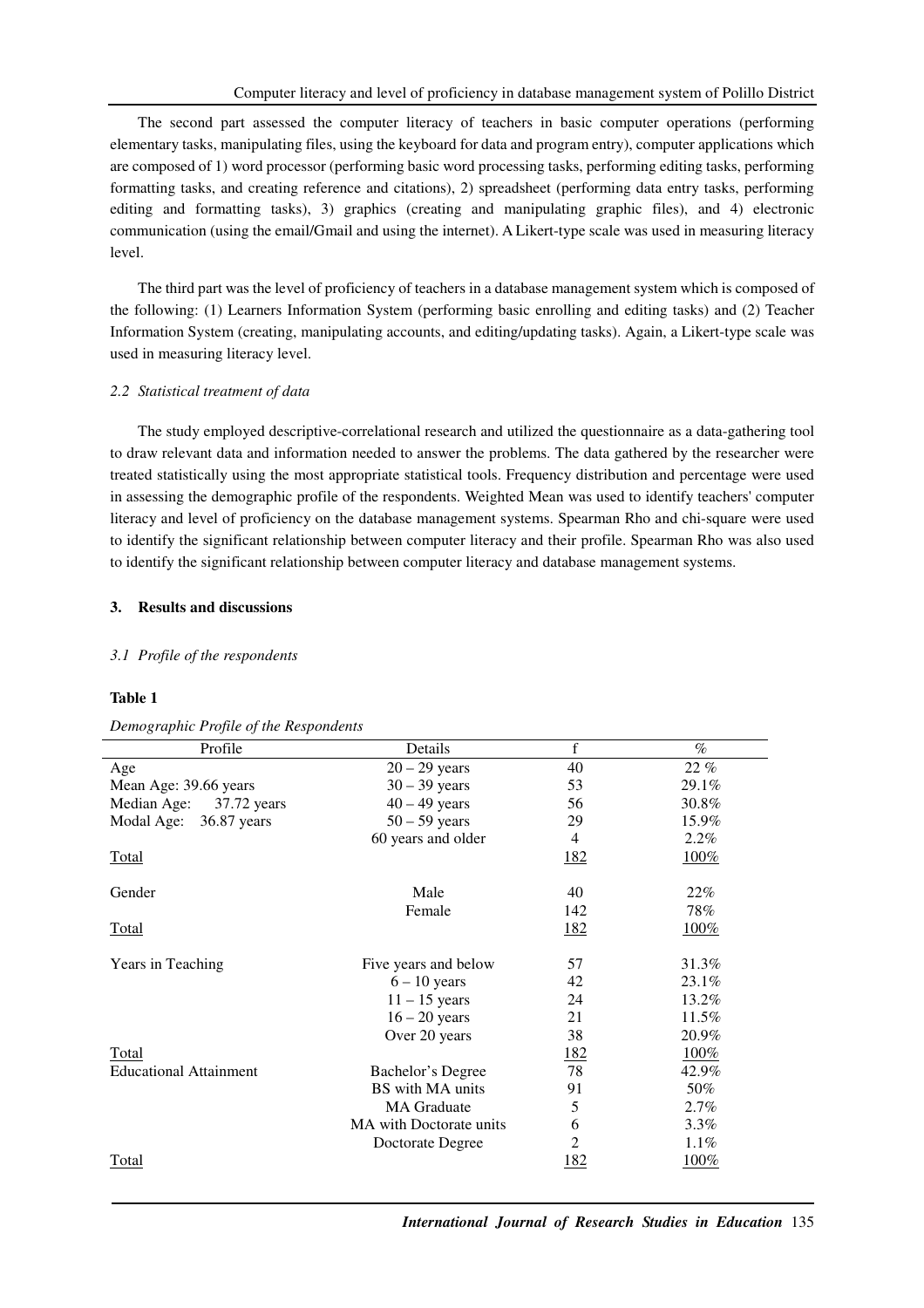The second part assessed the computer literacy of teachers in basic computer operations (performing elementary tasks, manipulating files, using the keyboard for data and program entry), computer applications which are composed of 1) word processor (performing basic word processing tasks, performing editing tasks, performing formatting tasks, and creating reference and citations), 2) spreadsheet (performing data entry tasks, performing editing and formatting tasks), 3) graphics (creating and manipulating graphic files), and 4) electronic communication (using the email/Gmail and using the internet). A Likert-type scale was used in measuring literacy level.

The third part was the level of proficiency of teachers in a database management system which is composed of the following: (1) Learners Information System (performing basic enrolling and editing tasks) and (2) Teacher Information System (creating, manipulating accounts, and editing/updating tasks). Again, a Likert-type scale was used in measuring literacy level.

### *2.2 Statistical treatment of data*

The study employed descriptive-correlational research and utilized the questionnaire as a data-gathering tool to draw relevant data and information needed to answer the problems. The data gathered by the researcher were treated statistically using the most appropriate statistical tools. Frequency distribution and percentage were used in assessing the demographic profile of the respondents. Weighted Mean was used to identify teachers' computer literacy and level of proficiency on the database management systems. Spearman Rho and chi-square were used to identify the significant relationship between computer literacy and their profile. Spearman Rho was also used to identify the significant relationship between computer literacy and database management systems.

## 3. Results and discussions

### *3.1 Profile of the respondents*

**Table 1**

*Demographic Profile of the Respondents*

| Profile | Details | f | % |
|---|---|---|---|
| Age | 20 – 29 years | 40 | 22 % |
| Mean Age: 39.66 years | 30 – 39 years | 53 | 29.1% |
| Median Age: 37.72 years | 40 – 49 years | 56 | 30.8% |
| Modal Age: 36.87 years | 50 – 59 years | 29 | 15.9% |
| | 60 years and older | 4 | 2.2% |
| Total | | 182 | 100% |
| Gender | Male | 40 | 22% |
| | Female | 142 | 78% |
| Total | | 182 | 100% |
| Years in Teaching | Five years and below | 57 | 31.3% |
| | 6 – 10 years | 42 | 23.1% |
| | 11 – 15 years | 24 | 13.2% |
| | 16 – 20 years | 21 | 11.5% |
| | Over 20 years | 38 | 20.9% |
| Total | | 182 | 100% |
| Educational Attainment | Bachelor's Degree | 78 | 42.9% |
| | BS with MA units | 91 | 50% |
| | MA Graduate | 5 | 2.7% |
| | MA with Doctorate units | 6 | 3.3% |
| | Doctorate Degree | 2 | 1.1% |
| Total | | 182 | 100% |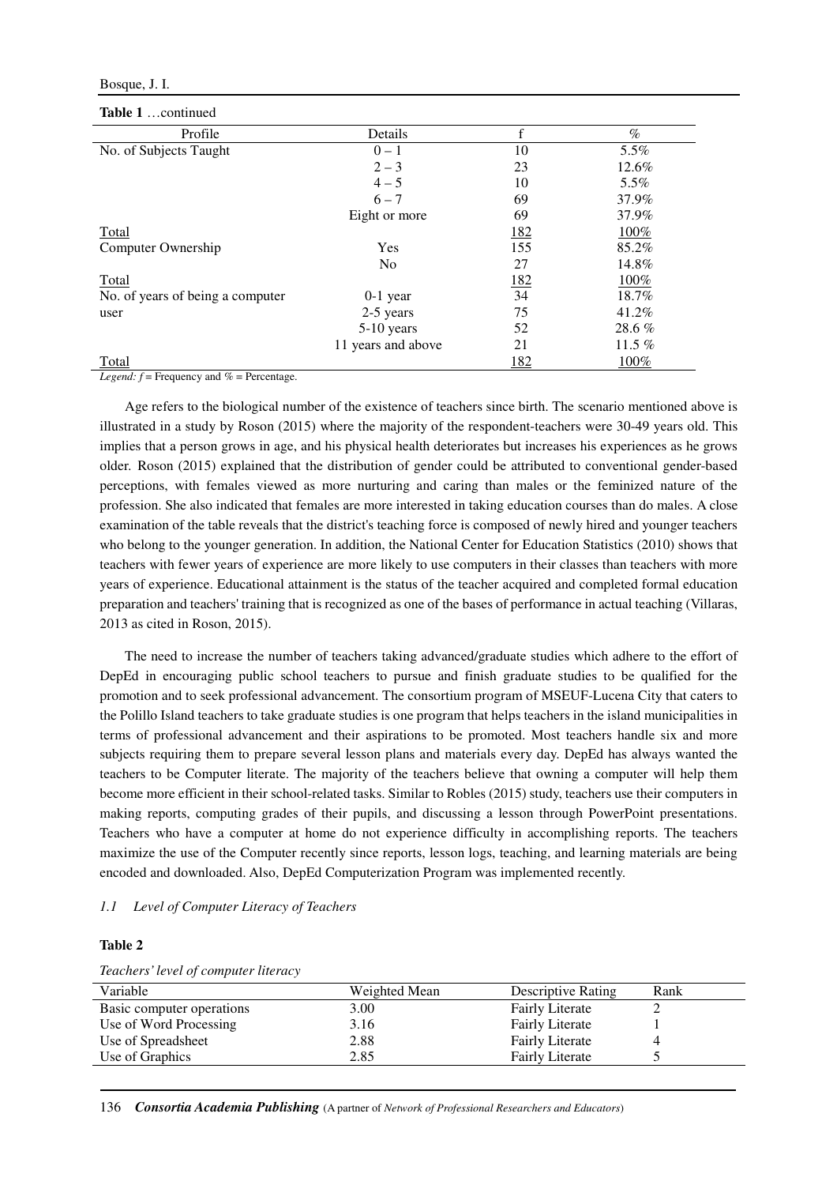**Table 1** …continued

| Profile | Details | f | % |
|---|---|---|---|
| No. of Subjects Taught | 0 – 1 | 10 | 5.5% |
| | 2 – 3 | 23 | 12.6% |
| | 4 – 5 | 10 | 5.5% |
| | 6 – 7 | 69 | 37.9% |
| | Eight or more | 69 | 37.9% |
| Total | | 182 | 100% |
| Computer Ownership | Yes | 155 | 85.2% |
| | No | 27 | 14.8% |
| Total | | 182 | 100% |
| No. of years of being a computer user | 0-1 year | 34 | 18.7% |
| | 2-5 years | 75 | 41.2% |
| | 5-10 years | 52 | 28.6 % |
| | 11 years and above | 21 | 11.5 % |
| Total | | 182 | 100% |

*Legend: f* = Frequency and % = Percentage.

Age refers to the biological number of the existence of teachers since birth. The scenario mentioned above is illustrated in a study by Roson (2015) where the majority of the respondent-teachers were 30-49 years old. This implies that a person grows in age, and his physical health deteriorates but increases his experiences as he grows older. Roson (2015) explained that the distribution of gender could be attributed to conventional gender-based perceptions, with females viewed as more nurturing and caring than males or the feminized nature of the profession. She also indicated that females are more interested in taking education courses than do males. A close examination of the table reveals that the district's teaching force is composed of newly hired and younger teachers who belong to the younger generation. In addition, the National Center for Education Statistics (2010) shows that teachers with fewer years of experience are more likely to use computers in their classes than teachers with more years of experience. Educational attainment is the status of the teacher acquired and completed formal education preparation and teachers' training that is recognized as one of the bases of performance in actual teaching (Villaras, 2013 as cited in Roson, 2015).

The need to increase the number of teachers taking advanced/graduate studies which adhere to the effort of DepEd in encouraging public school teachers to pursue and finish graduate studies to be qualified for the promotion and to seek professional advancement. The consortium program of MSEUF-Lucena City that caters to the Polillo Island teachers to take graduate studies is one program that helps teachers in the island municipalities in terms of professional advancement and their aspirations to be promoted. Most teachers handle six and more subjects requiring them to prepare several lesson plans and materials every day. DepEd has always wanted the teachers to be Computer literate. The majority of the teachers believe that owning a computer will help them become more efficient in their school-related tasks. Similar to Robles (2015) study, teachers use their computers in making reports, computing grades of their pupils, and discussing a lesson through PowerPoint presentations. Teachers who have a computer at home do not experience difficulty in accomplishing reports. The teachers maximize the use of the Computer recently since reports, lesson logs, teaching, and learning materials are being encoded and downloaded. Also, DepEd Computerization Program was implemented recently.

### *1.1 Level of Computer Literacy of Teachers*

**Table 2**

*Teachers' level of computer literacy*

| Variable | Weighted Mean | Descriptive Rating | Rank |
|---|---|---|---|
| Basic computer operations | 3.00 | Fairly Literate | 2 |
| Use of Word Processing | 3.16 | Fairly Literate | 1 |
| Use of Spreadsheet | 2.88 | Fairly Literate | 4 |
| Use of Graphics | 2.85 | Fairly Literate | 5 |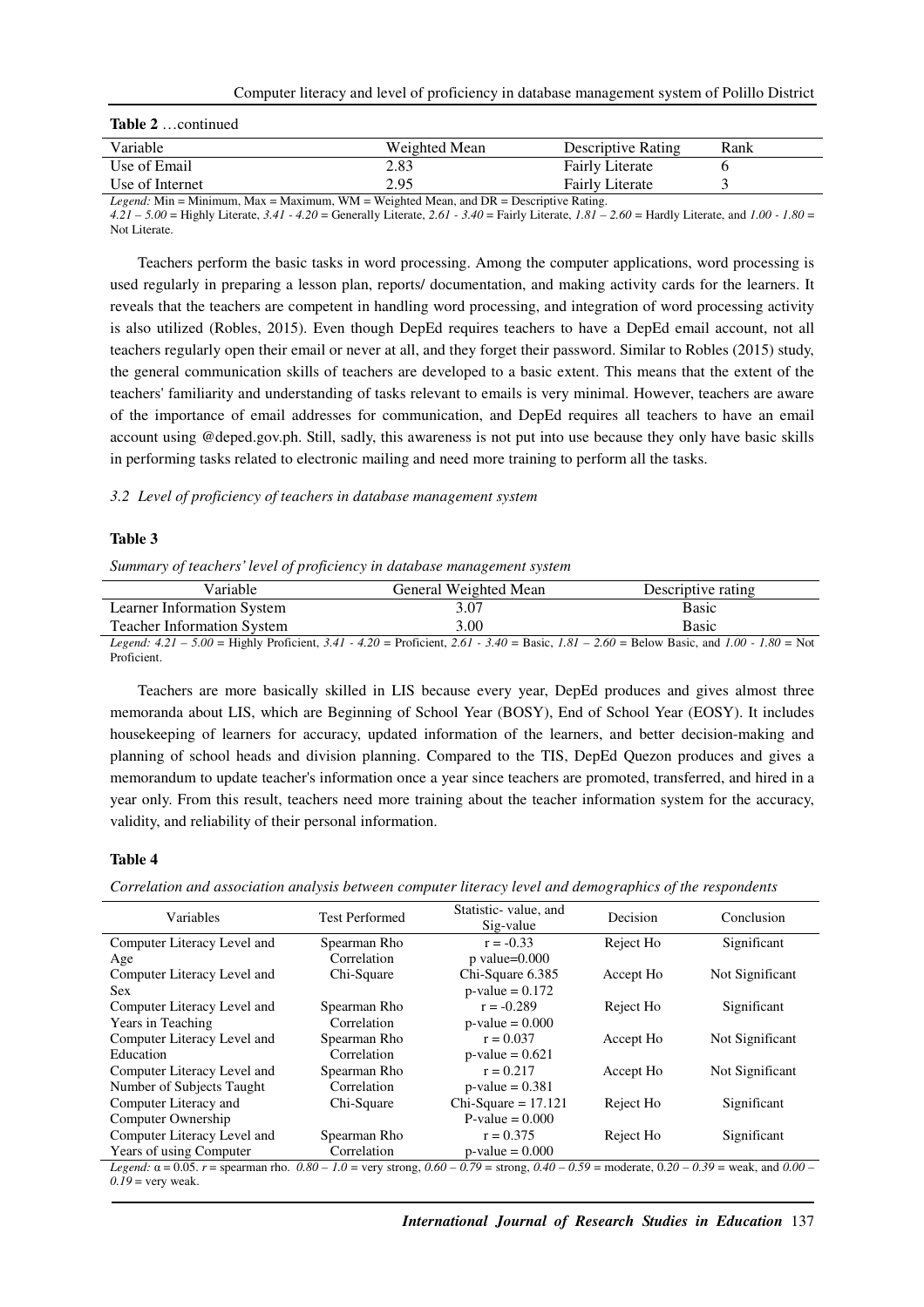**Table 2** …continued

| Variable | Weighted Mean | Descriptive Rating | Rank |
|---|---|---|---|
| Use of Email | 2.83 | Fairly Literate | 6 |
| Use of Internet | 2.95 | Fairly Literate | 3 |

*Legend:* Min = Minimum, Max = Maximum, WM = Weighted Mean, and DR = Descriptive Rating.
*4.21 – 5.00* = Highly Literate, *3.41 - 4.20* = Generally Literate, *2.61 - 3.40* = Fairly Literate, *1.81 – 2.60* = Hardly Literate, and *1.00 - 1.80* = Not Literate.

Teachers perform the basic tasks in word processing. Among the computer applications, word processing is used regularly in preparing a lesson plan, reports/ documentation, and making activity cards for the learners. It reveals that the teachers are competent in handling word processing, and integration of word processing activity is also utilized (Robles, 2015). Even though DepEd requires teachers to have a DepEd email account, not all teachers regularly open their email or never at all, and they forget their password. Similar to Robles (2015) study, the general communication skills of teachers are developed to a basic extent. This means that the extent of the teachers' familiarity and understanding of tasks relevant to emails is very minimal. However, teachers are aware of the importance of email addresses for communication, and DepEd requires all teachers to have an email account using @deped.gov.ph. Still, sadly, this awareness is not put into use because they only have basic skills in performing tasks related to electronic mailing and need more training to perform all the tasks.

### *3.2 Level of proficiency of teachers in database management system*

**Table 3**

*Summary of teachers' level of proficiency in database management system*

| Variable | General Weighted Mean | Descriptive rating |
|---|---|---|
| Learner Information System | 3.07 | Basic |
| Teacher Information System | 3.00 | Basic |

*Legend: 4.21 – 5.00* = Highly Proficient, *3.41 - 4.20* = Proficient, *2.61 - 3.40* = Basic, *1.81 – 2.60* = Below Basic, and *1.00 - 1.80* = Not Proficient.

Teachers are more basically skilled in LIS because every year, DepEd produces and gives almost three memoranda about LIS, which are Beginning of School Year (BOSY), End of School Year (EOSY). It includes housekeeping of learners for accuracy, updated information of the learners, and better decision-making and planning of school heads and division planning. Compared to the TIS, DepEd Quezon produces and gives a memorandum to update teacher's information once a year since teachers are promoted, transferred, and hired in a year only. From this result, teachers need more training about the teacher information system for the accuracy, validity, and reliability of their personal information.

**Table 4**

*Correlation and association analysis between computer literacy level and demographics of the respondents*

| Variables | Test Performed | Statistic- value, and Sig-value | Decision | Conclusion |
|---|---|---|---|---|
| Computer Literacy Level and Age | Spearman Rho Correlation | r = -0.33 p value=0.000 | Reject Ho | Significant |
| Computer Literacy Level and Sex | Chi-Square | Chi-Square 6.385 p-value = 0.172 | Accept Ho | Not Significant |
| Computer Literacy Level and Years in Teaching | Spearman Rho Correlation | r = -0.289 p-value = 0.000 | Reject Ho | Significant |
| Computer Literacy Level and Education | Spearman Rho Correlation | r = 0.037 p-value = 0.621 | Accept Ho | Not Significant |
| Computer Literacy Level and Number of Subjects Taught | Spearman Rho Correlation | r = 0.217 p-value = 0.381 | Accept Ho | Not Significant |
| Computer Literacy and Computer Ownership | Chi-Square | Chi-Square = 17.121 P-value = 0.000 | Reject Ho | Significant |
| Computer Literacy Level and Years of using Computer | Spearman Rho Correlation | r = 0.375 p-value = 0.000 | Reject Ho | Significant |

*Legend:* α = 0.05. *r* = spearman rho. *0.80 – 1.0* = very strong, *0.60 – 0.79* = strong, *0.40 – 0.59* = moderate, 0.20 – 0.39 = weak, and *0.00 – 0.19* = very weak.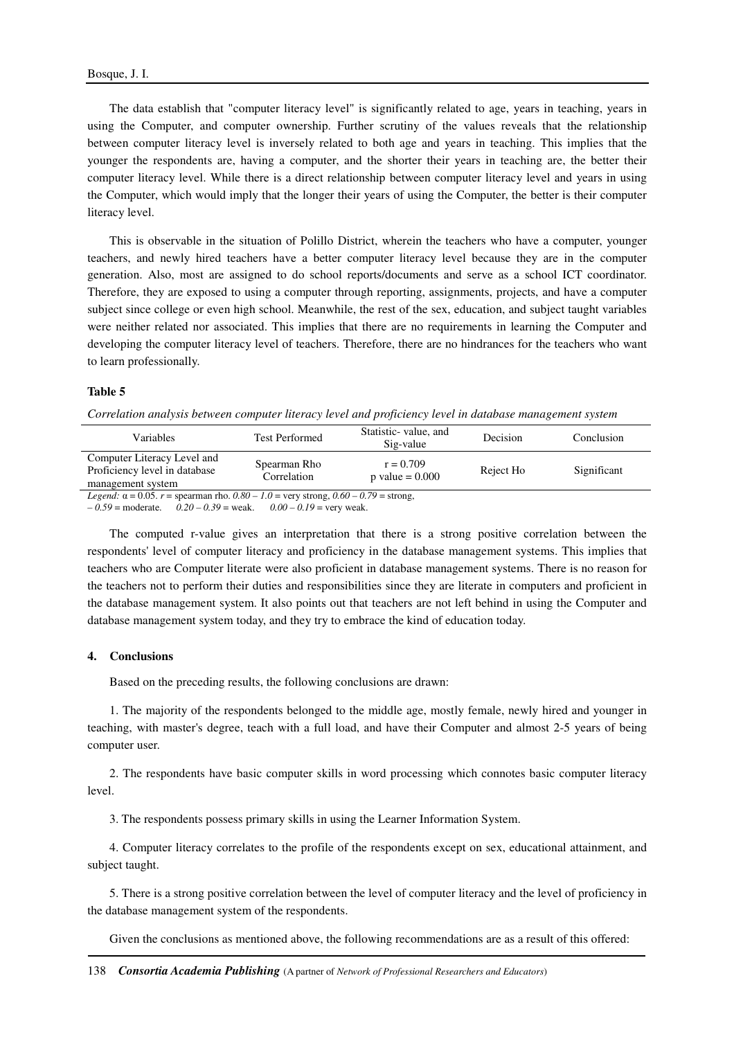The data establish that "computer literacy level" is significantly related to age, years in teaching, years in using the Computer, and computer ownership. Further scrutiny of the values reveals that the relationship between computer literacy level is inversely related to both age and years in teaching. This implies that the younger the respondents are, having a computer, and the shorter their years in teaching are, the better their computer literacy level. While there is a direct relationship between computer literacy level and years in using the Computer, which would imply that the longer their years of using the Computer, the better is their computer literacy level.

This is observable in the situation of Polillo District, wherein the teachers who have a computer, younger teachers, and newly hired teachers have a better computer literacy level because they are in the computer generation. Also, most are assigned to do school reports/documents and serve as a school ICT coordinator. Therefore, they are exposed to using a computer through reporting, assignments, projects, and have a computer subject since college or even high school. Meanwhile, the rest of the sex, education, and subject taught variables were neither related nor associated. This implies that there are no requirements in learning the Computer and developing the computer literacy level of teachers. Therefore, there are no hindrances for the teachers who want to learn professionally.

**Table 5**

*Correlation analysis between computer literacy level and proficiency level in database management system*

| Variables | Test Performed | Statistic- value, and Sig-value | Decision | Conclusion |
|---|---|---|---|---|
| Computer Literacy Level and Proficiency level in database management system | Spearman Rho Correlation | $r = 0.709$ p value = 0.000 | Reject Ho | Significant |

*Legend:* $\alpha = 0.05$. *r* = spearman rho. *0.80 – 1.0* = very strong, *0.60 – 0.79* = strong, *– 0.59* = moderate. *0.20 – 0.39* = weak. *0.00 – 0.19* = very weak.

The computed r-value gives an interpretation that there is a strong positive correlation between the respondents' level of computer literacy and proficiency in the database management systems. This implies that teachers who are Computer literate were also proficient in database management systems. There is no reason for the teachers not to perform their duties and responsibilities since they are literate in computers and proficient in the database management system. It also points out that teachers are not left behind in using the Computer and database management system today, and they try to embrace the kind of education today.

## 4. Conclusions

Based on the preceding results, the following conclusions are drawn:

1. The majority of the respondents belonged to the middle age, mostly female, newly hired and younger in teaching, with master's degree, teach with a full load, and have their Computer and almost 2-5 years of being computer user.

2. The respondents have basic computer skills in word processing which connotes basic computer literacy level.

3. The respondents possess primary skills in using the Learner Information System.

4. Computer literacy correlates to the profile of the respondents except on sex, educational attainment, and subject taught.

5. There is a strong positive correlation between the level of computer literacy and the level of ICT proficiency in the database management system of the respondents.

Given the conclusions as mentioned above, the following recommendations are as a result of this offered: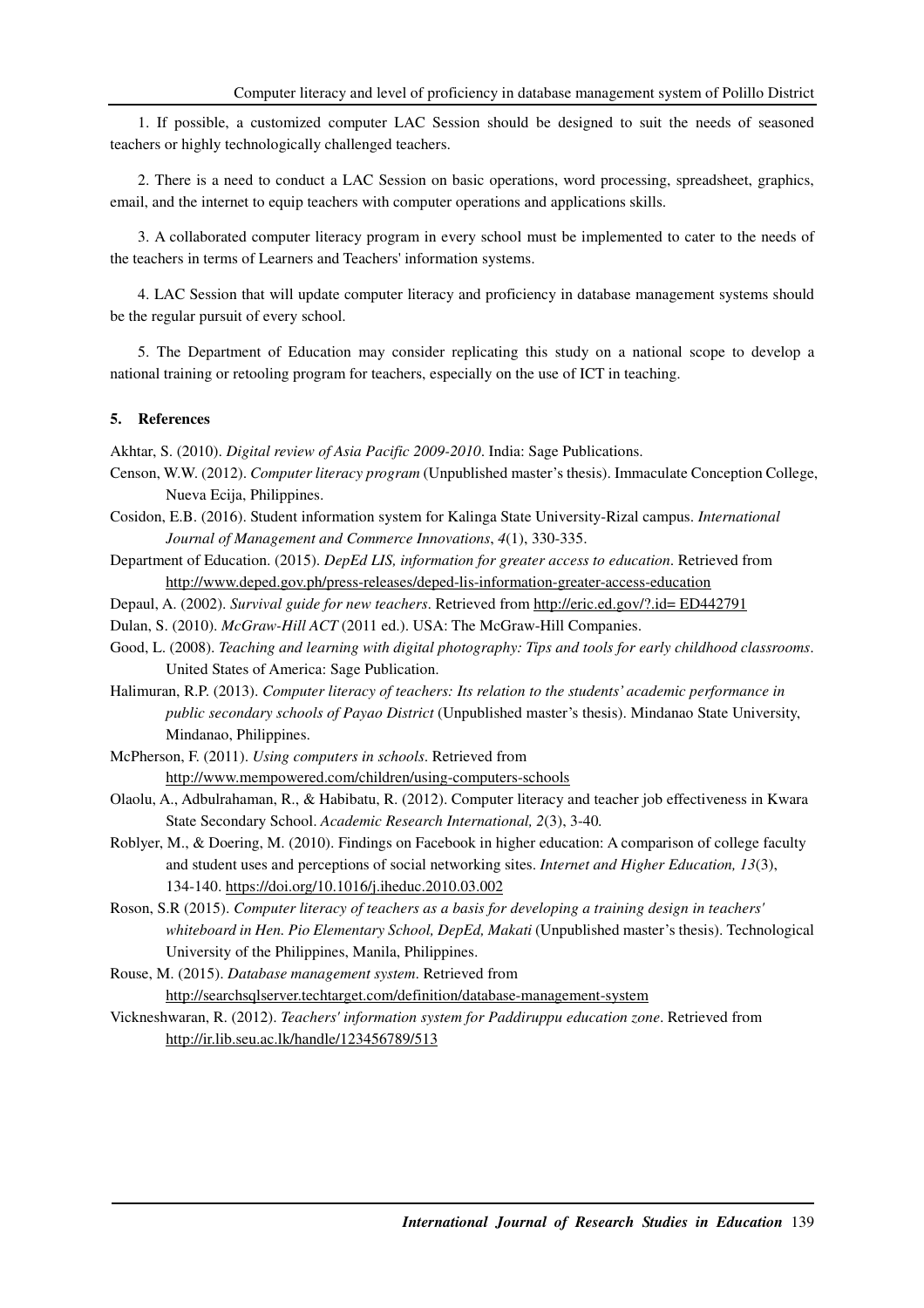1. If possible, a customized computer LAC Session should be designed to suit the needs of seasoned teachers or highly technologically challenged teachers.

2. There is a need to conduct a LAC Session on basic operations, word processing, spreadsheet, graphics, email, and the internet to equip teachers with computer operations and applications skills.

3. A collaborated computer literacy program in every school must be implemented to cater to the needs of the teachers in terms of Learners and Teachers' information systems.

4. LAC Session that will update computer literacy and proficiency in database management systems should be the regular pursuit of every school.

5. The Department of Education may consider replicating this study on a national scope to develop a national training or retooling program for teachers, especially on the use of ICT in teaching.

## 5. References

Akhtar, S. (2010). *Digital review of Asia Pacific 2009-2010*. India: Sage Publications.

Censon, W.W. (2012). *Computer literacy program* (Unpublished master's thesis). Immaculate Conception College, Nueva Ecija, Philippines.

Cosidon, E.B. (2016). Student information system for Kalinga State University-Rizal campus. *International Journal of Management and Commerce Innovations*, *4*(1), 330-335.

Department of Education. (2015). *DepEd LIS, information for greater access to education*. Retrieved from http://www.deped.gov.ph/press-releases/deped-lis-information-greater-access-education

Depaul, A. (2002). *Survival guide for new teachers*. Retrieved from http://eric.ed.gov/?.id= ED442791

Dulan, S. (2010). *McGraw-Hill ACT* (2011 ed.). USA: The McGraw-Hill Companies.

Good, L. (2008). *Teaching and learning with digital photography: Tips and tools for early childhood classrooms*. United States of America: Sage Publication.

Halimuran, R.P. (2013). *Computer literacy of teachers: Its relation to the students' academic performance in public secondary schools of Payao District* (Unpublished master's thesis). Mindanao State University, Mindanao, Philippines.

McPherson, F. (2011). *Using computers in schools*. Retrieved from http://www.mempowered.com/children/using-computers-schools

Olaolu, A., Adbulrahaman, R., & Habibatu, R. (2012). Computer literacy and teacher job effectiveness in Kwara State Secondary School. *Academic Research International, 2*(3), 3-40.

Roblyer, M., & Doering, M. (2010). Findings on Facebook in higher education: A comparison of college faculty and student uses and perceptions of social networking sites. *Internet and Higher Education, 13*(3), 134-140. https://doi.org/10.1016/j.iheduc.2010.03.002

Roson, S.R (2015). *Computer literacy of teachers as a basis for developing a training design in teachers' whiteboard in Hen. Pio Elementary School, DepEd, Makati* (Unpublished master's thesis). Technological University of the Philippines, Manila, Philippines.

Rouse, M. (2015). *Database management system*. Retrieved from http://searchsqlserver.techtarget.com/definition/database-management-system

Vickneshwaran, R. (2012). *Teachers' information system for Paddiruppu education zone*. Retrieved from http://ir.lib.seu.ac.lk/handle/123456789/513